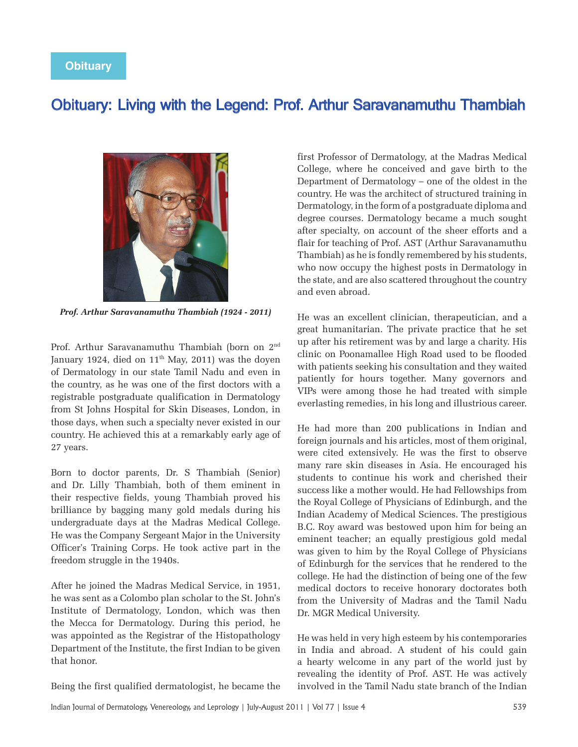Obituary

# Obituary: Living with the Legend: Prof. Arthur Saravanamuthu Thambiah

*Prof. Arthur Saravanamuthu Thambiah (1924 - 2011)*

Prof. Arthur Saravanamuthu Thambiah (born on 2nd January 1924, died on 11th May, 2011) was the doyen of Dermatology in our state Tamil Nadu and even in the country, as he was one of the first doctors with a registrable postgraduate qualification in Dermatology from St Johns Hospital for Skin Diseases, London, in those days, when such a specialty never existed in our country. He achieved this at a remarkably early age of 27 years.

Born to doctor parents, Dr. S Thambiah (Senior) and Dr. Lilly Thambiah, both of them eminent in their respective fields, young Thambiah proved his brilliance by bagging many gold medals during his undergraduate days at the Madras Medical College. He was the Company Sergeant Major in the University Officer's Training Corps. He took active part in the freedom struggle in the 1940s.

After he joined the Madras Medical Service, in 1951, he was sent as a Colombo plan scholar to the St. John's Institute of Dermatology, London, which was then the Mecca for Dermatology. During this period, he was appointed as the Registrar of the Histopathology Department of the Institute, the first Indian to be given that honor.

Being the first qualified dermatologist, he became the first Professor of Dermatology, at the Madras Medical College, where he conceived and gave birth to the Department of Dermatology – one of the oldest in the country. He was the architect of structured training in Dermatology, in the form of a postgraduate diploma and degree courses. Dermatology became a much sought after specialty, on account of the sheer efforts and a flair for teaching of Prof. AST (Arthur Saravanamuthu Thambiah) as he is fondly remembered by his students, who now occupy the highest posts in Dermatology in the state, and are also scattered throughout the country and even abroad.

He was an excellent clinician, therapeutician, and a great humanitarian. The private practice that he set up after his retirement was by and large a charity. His clinic on Poonamallee High Road used to be flooded with patients seeking his consultation and they waited patiently for hours together. Many governors and VIPs were among those he had treated with simple everlasting remedies, in his long and illustrious career.

He had more than 200 publications in Indian and foreign journals and his articles, most of them original, were cited extensively. He was the first to observe many rare skin diseases in Asia. He encouraged his students to continue his work and cherished their success like a mother would. He had Fellowships from the Royal College of Physicians of Edinburgh, and the Indian Academy of Medical Sciences. The prestigious B.C. Roy award was bestowed upon him for being an eminent teacher; an equally prestigious gold medal was given to him by the Royal College of Physicians of Edinburgh for the services that he rendered to the college. He had the distinction of being one of the few medical doctors to receive honorary doctorates both from the University of Madras and the Tamil Nadu Dr. MGR Medical University.

He was held in very high esteem by his contemporaries in India and abroad. A student of his could gain a hearty welcome in any part of the world just by revealing the identity of Prof. AST. He was actively involved in the Tamil Nadu state branch of the Indian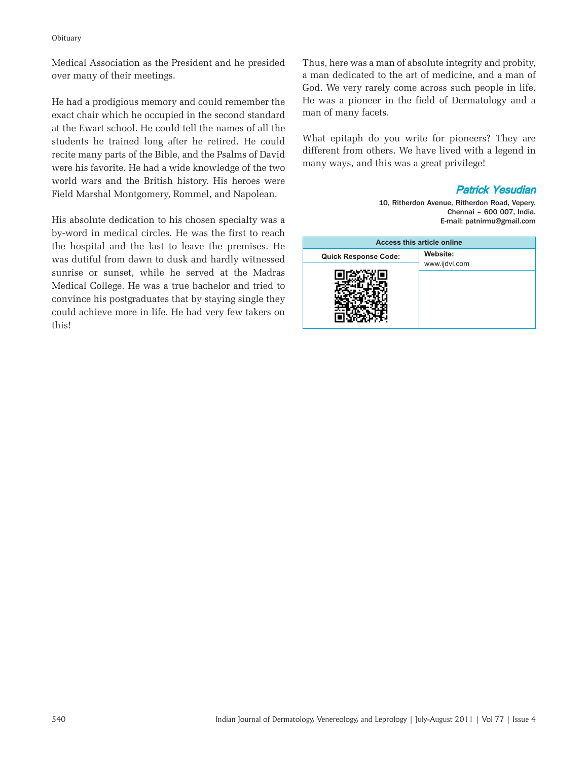Medical Association as the President and he presided over many of their meetings.

He had a prodigious memory and could remember the exact chair which he occupied in the second standard at the Ewart school. He could tell the names of all the students he trained long after he retired. He could recite many parts of the Bible, and the Psalms of David were his favorite. He had a wide knowledge of the two world wars and the British history. His heroes were Field Marshal Montgomery, Rommel, and Napolean.

His absolute dedication to his chosen specialty was a by-word in medical circles. He was the first to reach the hospital and the last to leave the premises. He was dutiful from dawn to dusk and hardly witnessed sunrise or sunset, while he served at the Madras Medical College. He was a true bachelor and tried to convince his postgraduates that by staying single they could achieve more in life. He had very few takers on this!

Thus, here was a man of absolute integrity and probity, a man dedicated to the art of medicine, and a man of God. We very rarely come across such people in life. He was a pioneer in the field of Dermatology and a man of many facets.

What epitaph do you write for pioneers? They are different from others. We have lived with a legend in many ways, and this was a great privilege!

***Patrick Yesudian***

10, Ritherdon Avenue, Ritherdon Road, Vepery,
Chennai – 600 007, India.
E-mail: patnirmu@gmail.com

| Access this article online | |
|---|---|
| Quick Response Code: | Website: www.ijdvl.com |